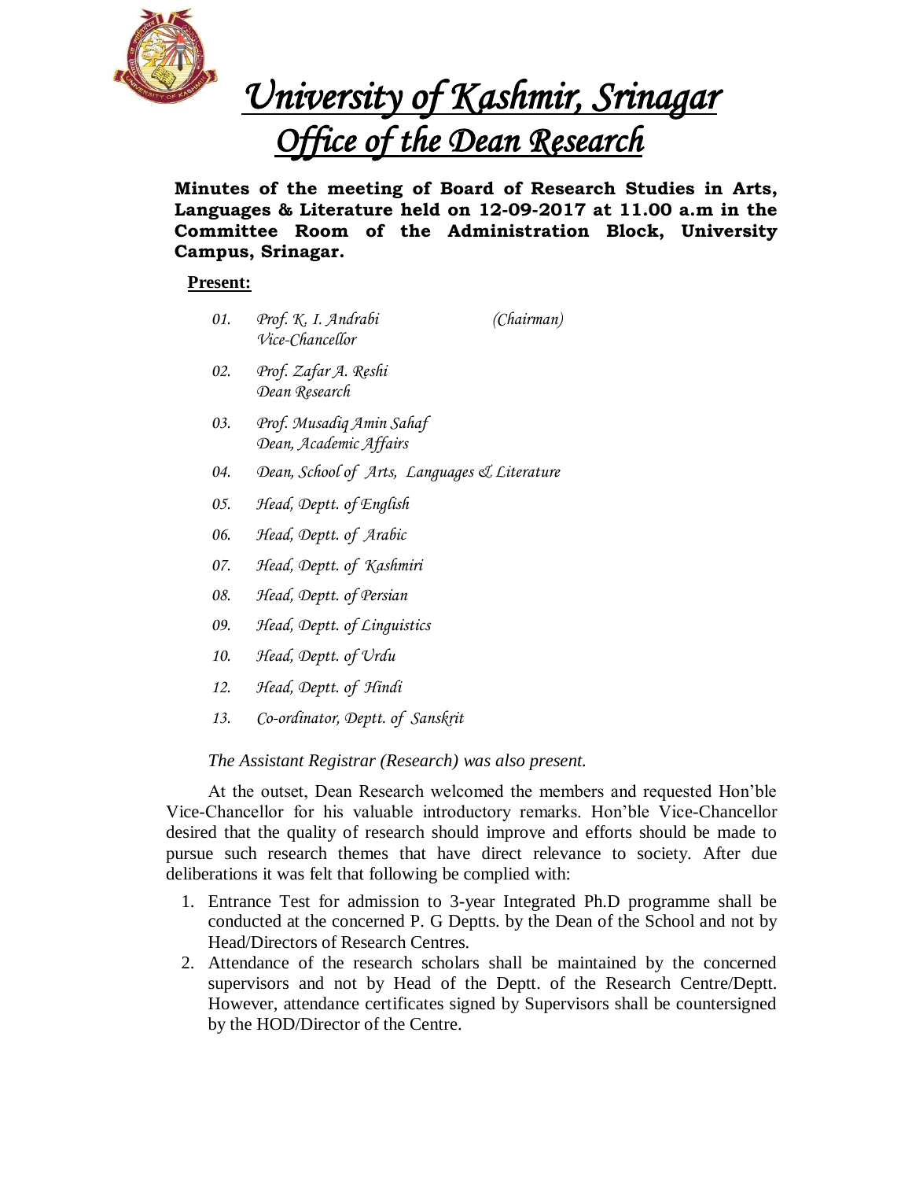# University of Kashmir, Srinagar
## Office of the Dean Research

**Minutes of the meeting of Board of Research Studies in Arts, Languages & Literature held on 12-09-2017 at 11.00 a.m in the Committee Room of the Administration Block, University Campus, Srinagar.**

**Present:**

01. *Prof. K. I. Andrabi (Chairman)*
    *Vice-Chancellor*
02. *Prof. Zafar A. Reshi*
    *Dean Research*
03. *Prof. Musadiq Amin Sahaf*
    *Dean, Academic Affairs*
04. *Dean, School of Arts, Languages & Literature*
05. *Head, Deptt. of English*
06. *Head, Deptt. of Arabic*
07. *Head, Deptt. of Kashmiri*
08. *Head, Deptt. of Persian*
09. *Head, Deptt. of Linguistics*
10. *Head, Deptt. of Urdu*
12. *Head, Deptt. of Hindi*
13. *Co-ordinator, Deptt. of Sanskrit*

*The Assistant Registrar (Research) was also present.*

At the outset, Dean Research welcomed the members and requested Hon'ble Vice-Chancellor for his valuable introductory remarks. Hon'ble Vice-Chancellor desired that the quality of research should improve and efforts should be made to pursue such research themes that have direct relevance to society. After due deliberations it was felt that following be complied with:

1. Entrance Test for admission to 3-year Integrated Ph.D programme shall be conducted at the concerned P. G Deptts. by the Dean of the School and not by Head/Directors of Research Centres.
2. Attendance of the research scholars shall be maintained by the concerned supervisors and not by Head of the Deptt. of the Research Centre/Deptt. However, attendance certificates signed by Supervisors shall be countersigned by the HOD/Director of the Centre.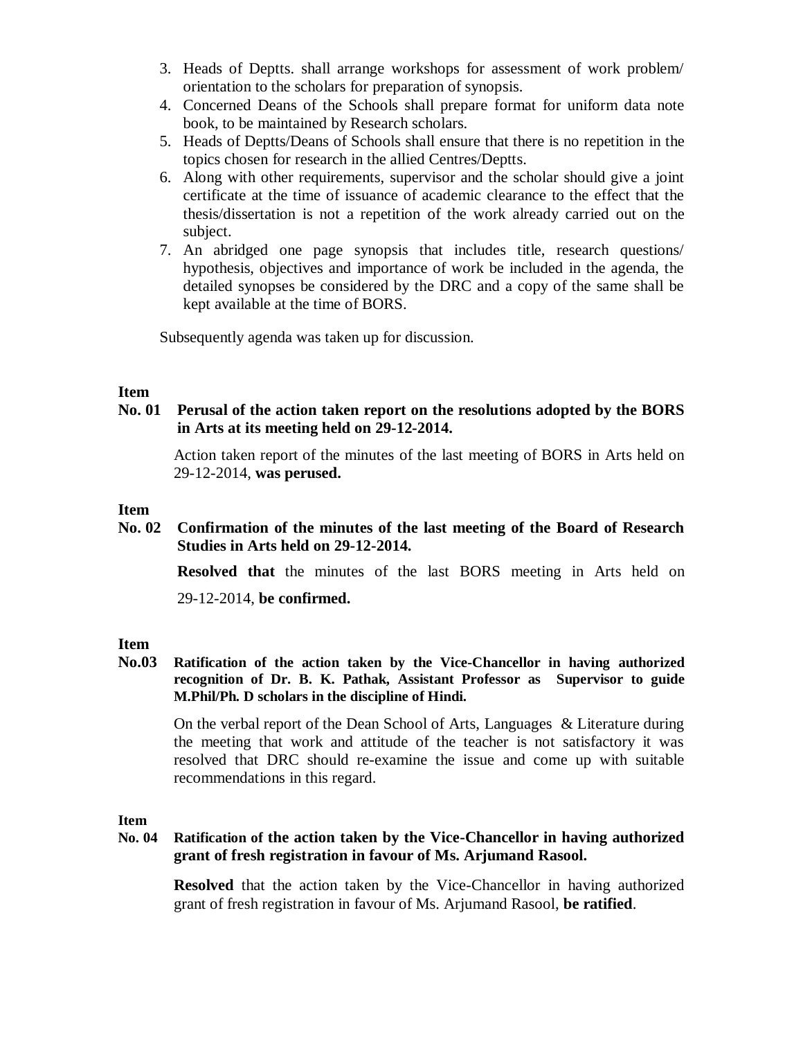3. Heads of Deptts. shall arrange workshops for assessment of work problem/ orientation to the scholars for preparation of synopsis.
4. Concerned Deans of the Schools shall prepare format for uniform data note book, to be maintained by Research scholars.
5. Heads of Deptts/Deans of Schools shall ensure that there is no repetition in the topics chosen for research in the allied Centres/Deptts.
6. Along with other requirements, supervisor and the scholar should give a joint certificate at the time of issuance of academic clearance to the effect that the thesis/dissertation is not a repetition of the work already carried out on the subject.
7. An abridged one page synopsis that includes title, research questions/ hypothesis, objectives and importance of work be included in the agenda, the detailed synopses be considered by the DRC and a copy of the same shall be kept available at the time of BORS.

Subsequently agenda was taken up for discussion.

**Item No. 01 Perusal of the action taken report on the resolutions adopted by the BORS in Arts at its meeting held on 29-12-2014.**

Action taken report of the minutes of the last meeting of BORS in Arts held on 29-12-2014, **was perused.**

**Item No. 02 Confirmation of the minutes of the last meeting of the Board of Research Studies in Arts held on 29-12-2014.**

**Resolved that** the minutes of the last BORS meeting in Arts held on 29-12-2014, **be confirmed.**

**Item No.03 Ratification of the action taken by the Vice-Chancellor in having authorized recognition of Dr. B. K. Pathak, Assistant Professor as Supervisor to guide M.Phil/Ph. D scholars in the discipline of Hindi.**

On the verbal report of the Dean School of Arts, Languages & Literature during the meeting that work and attitude of the teacher is not satisfactory it was resolved that DRC should re-examine the issue and come up with suitable recommendations in this regard.

**Item No. 04 Ratification of the action taken by the Vice-Chancellor in having authorized grant of fresh registration in favour of Ms. Arjumand Rasool.**

**Resolved** that the action taken by the Vice-Chancellor in having authorized grant of fresh registration in favour of Ms. Arjumand Rasool, **be ratified**.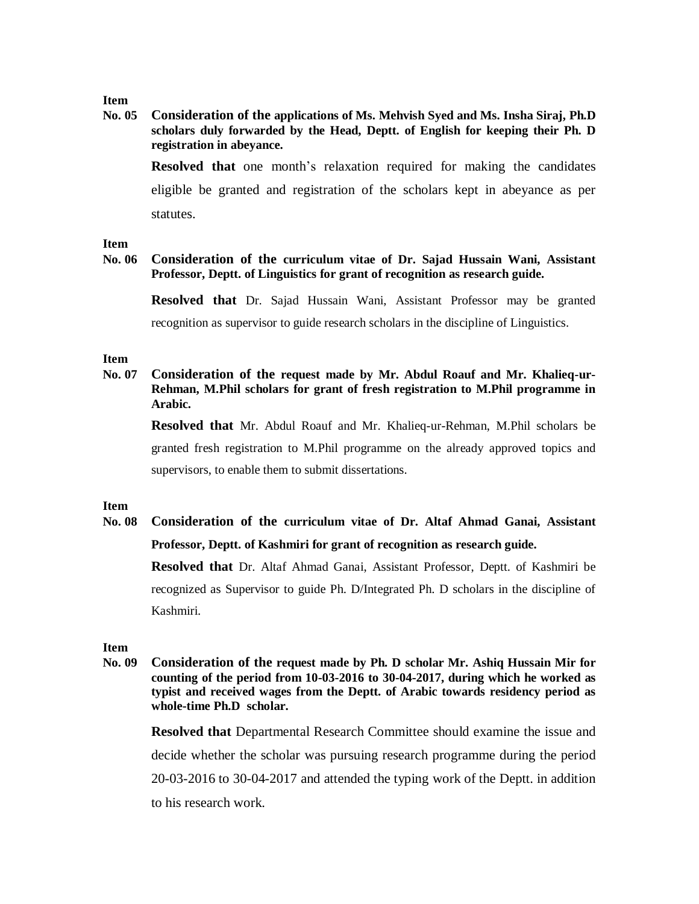**Item No. 05** **Consideration of the applications of Ms. Mehvish Syed and Ms. Insha Siraj, Ph.D scholars duly forwarded by the Head, Deptt. of English for keeping their Ph. D registration in abeyance.**

**Resolved that** one month's relaxation required for making the candidates eligible be granted and registration of the scholars kept in abeyance as per statutes.

**Item No. 06** **Consideration of the curriculum vitae of Dr. Sajad Hussain Wani, Assistant Professor, Deptt. of Linguistics for grant of recognition as research guide.**

**Resolved that** Dr. Sajad Hussain Wani, Assistant Professor may be granted recognition as supervisor to guide research scholars in the discipline of Linguistics.

**Item No. 07** **Consideration of the request made by Mr. Abdul Roauf and Mr. Khalieq-ur-Rehman, M.Phil scholars for grant of fresh registration to M.Phil programme in Arabic.**

**Resolved that** Mr. Abdul Roauf and Mr. Khalieq-ur-Rehman, M.Phil scholars be granted fresh registration to M.Phil programme on the already approved topics and supervisors, to enable them to submit dissertations.

**Item No. 08** **Consideration of the curriculum vitae of Dr. Altaf Ahmad Ganai, Assistant Professor, Deptt. of Kashmiri for grant of recognition as research guide.**

**Resolved that** Dr. Altaf Ahmad Ganai, Assistant Professor, Deptt. of Kashmiri be recognized as Supervisor to guide Ph. D/Integrated Ph. D scholars in the discipline of Kashmiri.

**Item No. 09** **Consideration of the request made by Ph. D scholar Mr. Ashiq Hussain Mir for counting of the period from 10-03-2016 to 30-04-2017, during which he worked as typist and received wages from the Deptt. of Arabic towards residency period as whole-time Ph.D scholar.**

**Resolved that** Departmental Research Committee should examine the issue and decide whether the scholar was pursuing research programme during the period 20-03-2016 to 30-04-2017 and attended the typing work of the Deptt. in addition to his research work.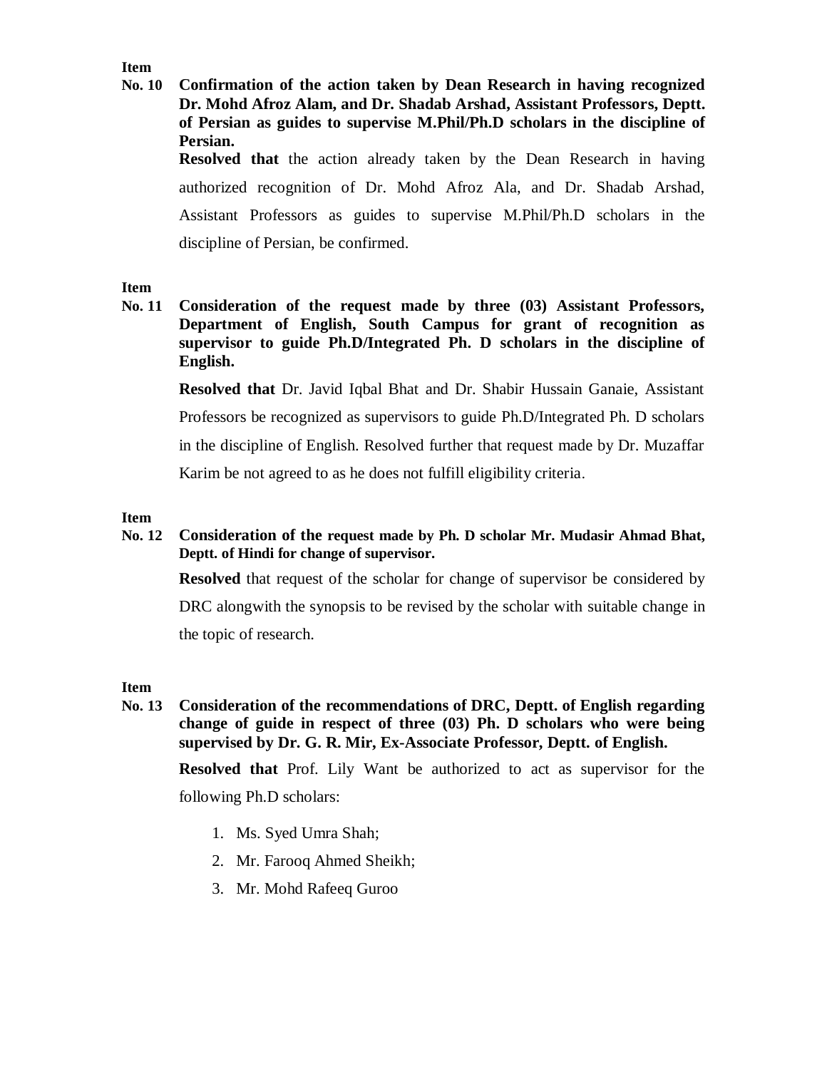**Item No. 10** **Confirmation of the action taken by Dean Research in having recognized Dr. Mohd Afroz Alam, and Dr. Shadab Arshad, Assistant Professors, Deptt. of Persian as guides to supervise M.Phil/Ph.D scholars in the discipline of Persian.**

**Resolved that** the action already taken by the Dean Research in having authorized recognition of Dr. Mohd Afroz Ala, and Dr. Shadab Arshad, Assistant Professors as guides to supervise M.Phil/Ph.D scholars in the discipline of Persian, be confirmed.

**Item No. 11** **Consideration of the request made by three (03) Assistant Professors, Department of English, South Campus for grant of recognition as supervisor to guide Ph.D/Integrated Ph. D scholars in the discipline of English.**

**Resolved that** Dr. Javid Iqbal Bhat and Dr. Shabir Hussain Ganaie, Assistant Professors be recognized as supervisors to guide Ph.D/Integrated Ph. D scholars in the discipline of English. Resolved further that request made by Dr. Muzaffar Karim be not agreed to as he does not fulfill eligibility criteria.

**Item No. 12** **Consideration of the request made by Ph. D scholar Mr. Mudasir Ahmad Bhat, Deptt. of Hindi for change of supervisor.**

**Resolved** that request of the scholar for change of supervisor be considered by DRC alongwith the synopsis to be revised by the scholar with suitable change in the topic of research.

**Item No. 13** **Consideration of the recommendations of DRC, Deptt. of English regarding change of guide in respect of three (03) Ph. D scholars who were being supervised by Dr. G. R. Mir, Ex-Associate Professor, Deptt. of English.**

**Resolved that** Prof. Lily Want be authorized to act as supervisor for the following Ph.D scholars:

1. Ms. Syed Umra Shah;
2. Mr. Farooq Ahmed Sheikh;
3. Mr. Mohd Rafeeq Guroo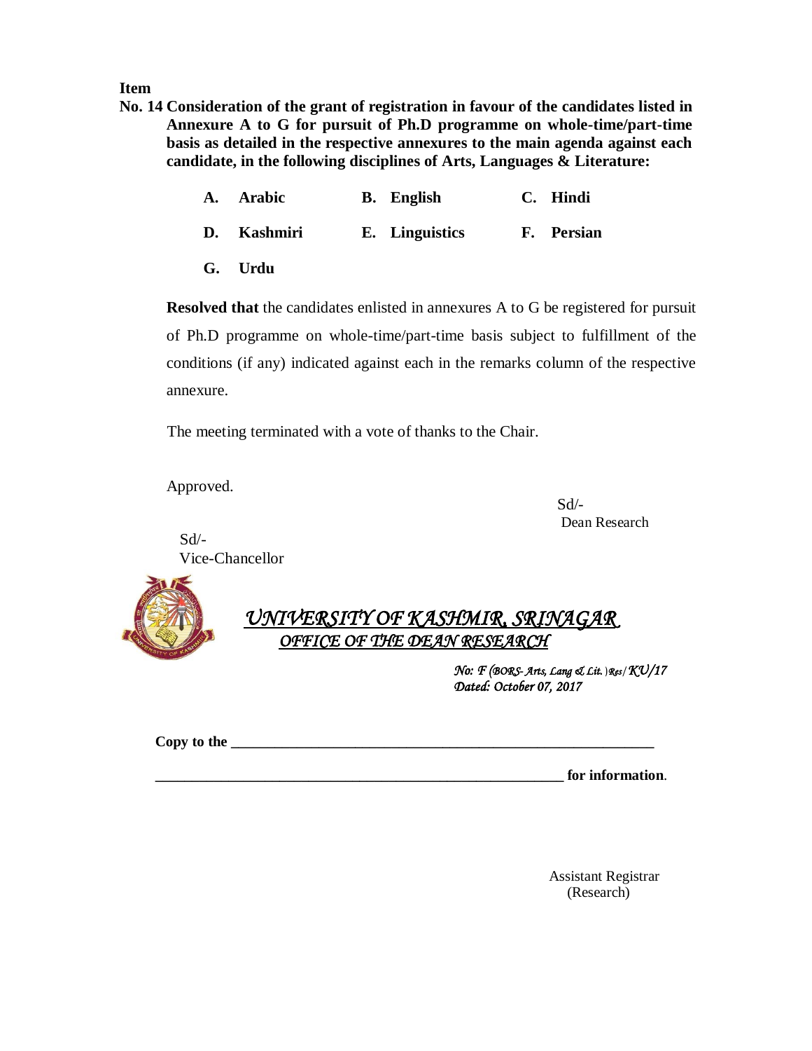**Item**

**No. 14 Consideration of the grant of registration in favour of the candidates listed in Annexure A to G for pursuit of Ph.D programme on whole-time/part-time basis as detailed in the respective annexures to the main agenda against each candidate, in the following disciplines of Arts, Languages & Literature:**

| | | |
|---|---|---|
| **A. Arabic** | **B. English** | **C. Hindi** |
| **D. Kashmiri** | **E. Linguistics** | **F. Persian** |
| **G. Urdu** | | |

**Resolved that** the candidates enlisted in annexures A to G be registered for pursuit of Ph.D programme on whole-time/part-time basis subject to fulfillment of the conditions (if any) indicated against each in the remarks column of the respective annexure.

The meeting terminated with a vote of thanks to the Chair.

Approved.

Sd/-
Dean Research

Sd/-
Vice-Chancellor

***UNIVERSITY OF KASHMIR, SRINAGAR***

***OFFICE OF THE DEAN RESEARCH***

*No: F (BORS- Arts, Lang & Lit.)Res/KU/17*
*Dated: October 07, 2017*

**Copy to the \_\_\_\_\_\_\_\_\_\_\_\_\_\_\_\_\_\_\_\_\_\_\_\_\_\_\_\_\_\_\_\_\_\_\_\_\_\_\_\_\_\_\_\_\_\_\_\_\_\_\_\_\_\_\_\_\_\_\_\_**

**\_\_\_\_\_\_\_\_\_\_\_\_\_\_\_\_\_\_\_\_\_\_\_\_\_\_\_\_\_\_\_\_\_\_\_\_\_\_\_\_\_\_\_\_\_\_\_\_\_\_\_\_\_\_\_\_\_\_\_\_ for information**.

Assistant Registrar
(Research)